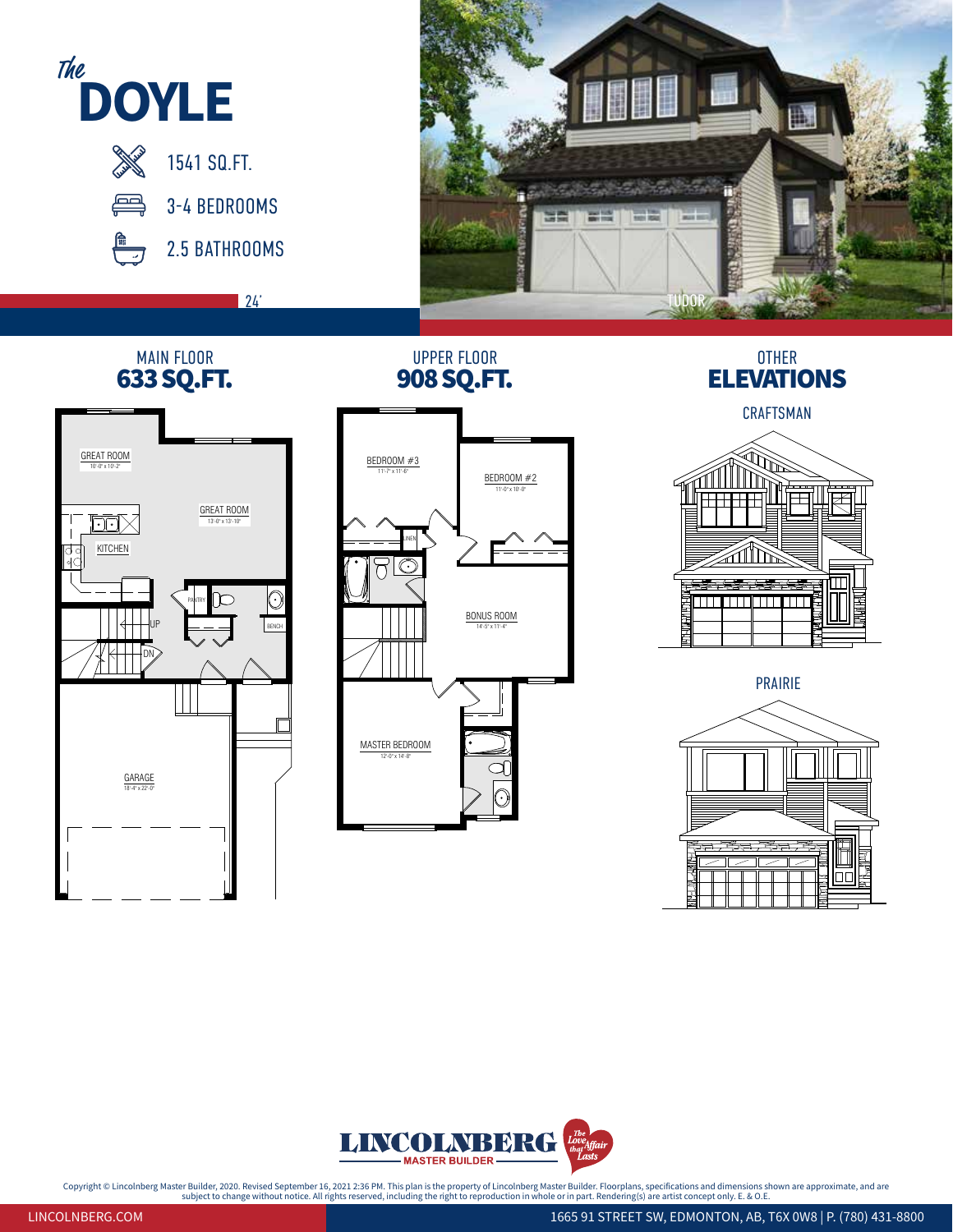# *The* DOYLE

1541 SQ.FT.

3-4 BEDROOMS

2.5 BATHROOMS

24'

TUDOR

## MAIN FLOOR
**633 SQ.FT.**

GREAT ROOM 10'-0" x 10'-2"

GREAT ROOM 13'-0" x 13'-10"

KITCHEN

PANTRY

BENCH

UP

DN

GARAGE 18'-4" x 22'-0"

## UPPER FLOOR
**908 SQ.FT.**

BEDROOM #3 11'-7" x 11'-6"

BEDROOM #2 11'-0" x 10'-0"

LINEN

BONUS ROOM 14'-5" x 11'-4"

MASTER BEDROOM 12'-0" x 14'-8"

## OTHER ELEVATIONS

CRAFTSMAN

PRAIRIE

LINCOLNBERG MASTER BUILDER — The Love Affair that Lasts

Copyright © Lincolnberg Master Builder, 2020. Revised September 16, 2021 2:36 PM. This plan is the property of Lincolnberg Master Builder. Floorplans, specifications and dimensions shown are approximate, and are subject to change without notice. All rights reserved, including the right to reproduction in whole or in part. Rendering(s) are artist concept only. E. & O.E.

LINCOLNBERG.COM

1665 91 STREET SW, EDMONTON, AB, T6X 0W8 | P. (780) 431-8800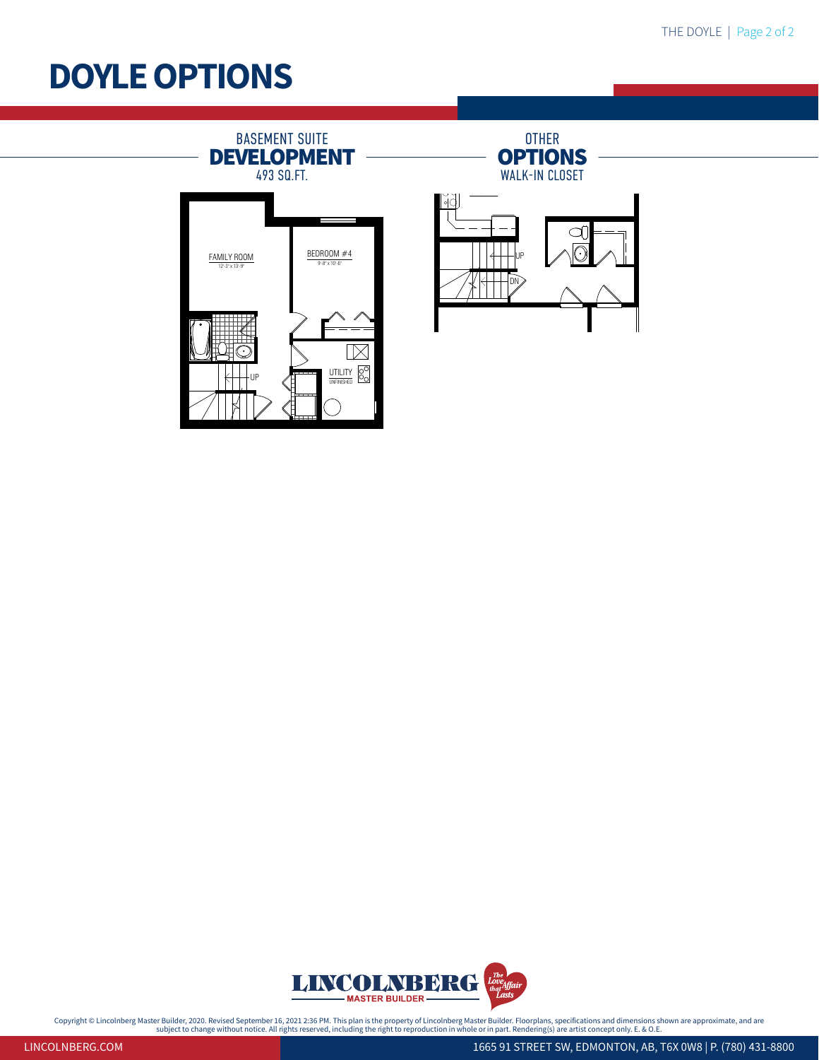# DOYLE OPTIONS

## BASEMENT SUITE DEVELOPMENT

493 SQ.FT.

FAMILY ROOM
12'-3" x 13'-9"

BEDROOM #4
9'-8" x 10'-6"

UP

UTILITY
UNFINISHED

## OTHER OPTIONS

WALK-IN CLOSET

UP

DN

LINCOLNBERG MASTER BUILDER

The Love that Lasts Affair

Copyright © Lincolnberg Master Builder, 2020. Revised September 16, 2021 2:36 PM. This plan is the property of Lincolnberg Master Builder. Floorplans, specifications and dimensions shown are approximate, and are subject to change without notice. All rights reserved, including the right to reproduction in whole or in part. Rendering(s) are artist concept only. E. & O.E.

LINCOLNBERG.COM

1665 91 STREET SW, EDMONTON, AB, T6X 0W8 | P. (780) 431-8800